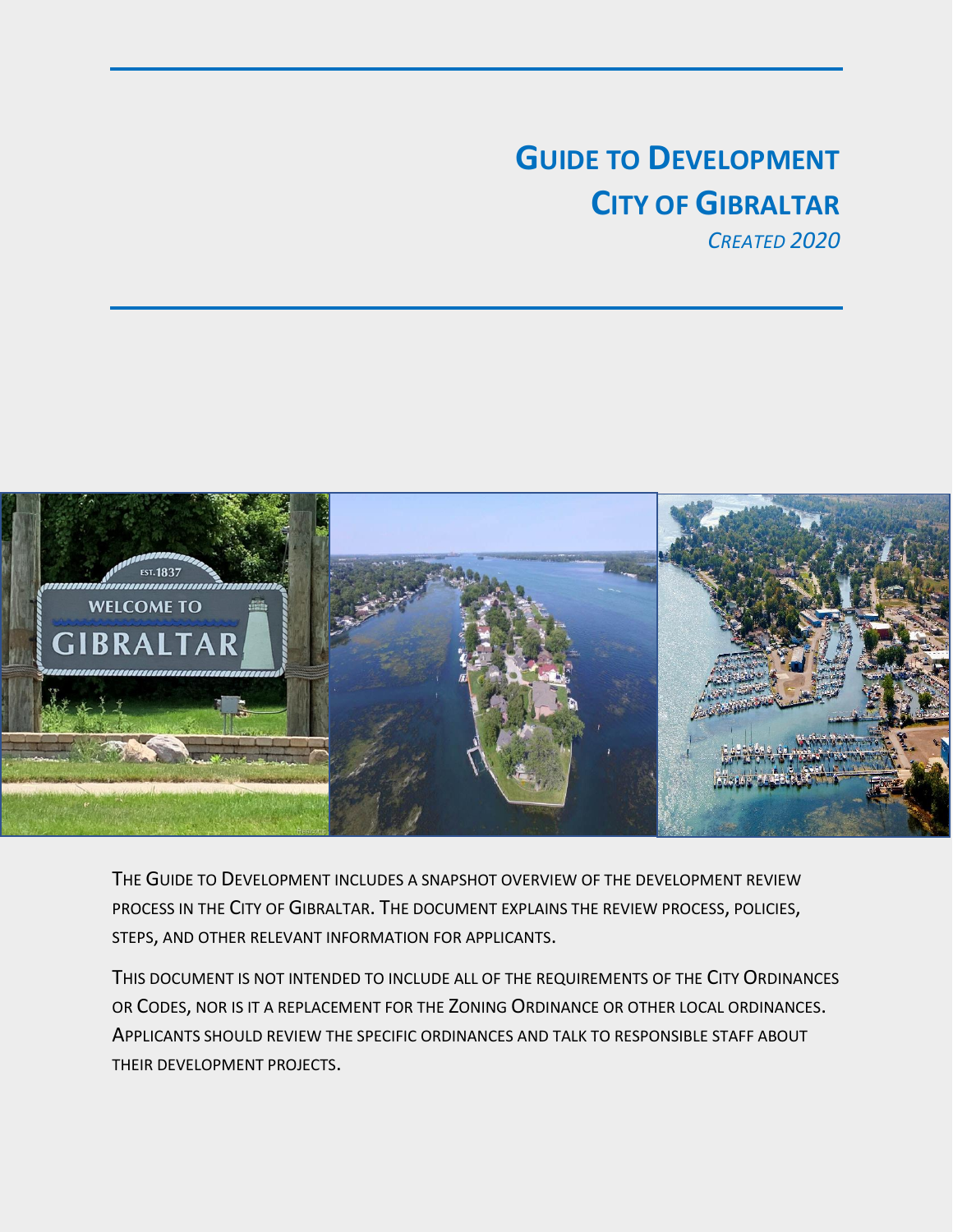# Guide to Development

# City of Gibraltar

*Created 2020*

The Guide to Development includes a snapshot overview of the development review process in the City of Gibraltar. The document explains the review process, policies, steps, and other relevant information for applicants.

This document is not intended to include all of the requirements of the City Ordinances or Codes, nor is it a replacement for the Zoning Ordinance or other local ordinances. Applicants should review the specific ordinances and talk to responsible staff about their development projects.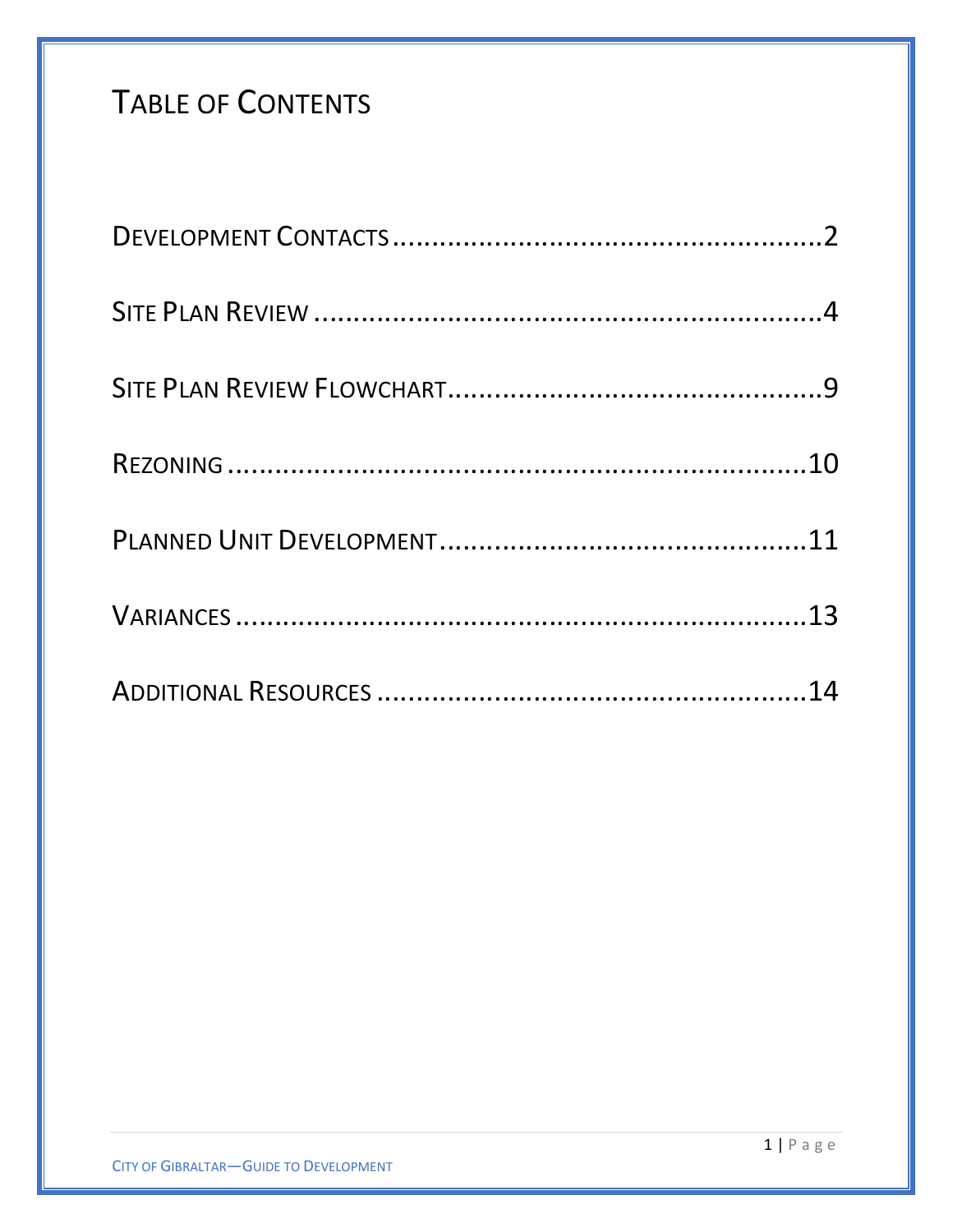# Table of Contents

Development Contacts .................................................... 2

Site Plan Review .................................................... 4

Site Plan Review Flowchart .................................................... 9

Rezoning .................................................... 10

Planned Unit Development .................................................... 11

Variances .................................................... 13

Additional Resources .................................................... 14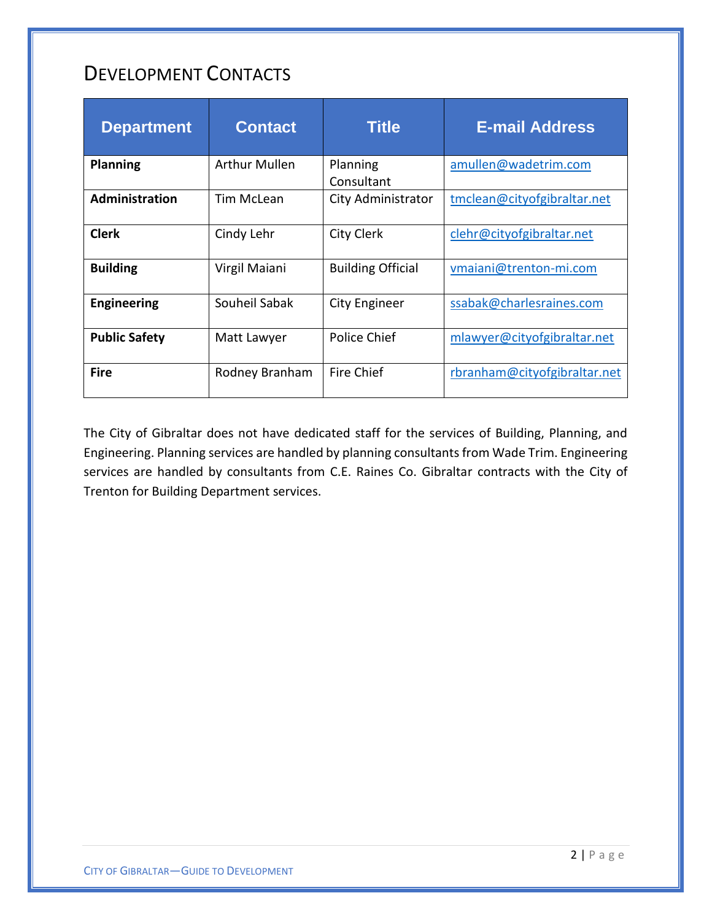## Development Contacts

| Department | Contact | Title | E-mail Address |
| --- | --- | --- | --- |
| **Planning** | Arthur Mullen | Planning Consultant | amullen@wadetrim.com |
| **Administration** | Tim McLean | City Administrator | tmclean@cityofgibraltar.net |
| **Clerk** | Cindy Lehr | City Clerk | clehr@cityofgibraltar.net |
| **Building** | Virgil Maiani | Building Official | vmaiani@trenton-mi.com |
| **Engineering** | Souheil Sabak | City Engineer | ssabak@charlesraines.com |
| **Public Safety** | Matt Lawyer | Police Chief | mlawyer@cityofgibraltar.net |
| **Fire** | Rodney Branham | Fire Chief | rbranham@cityofgibraltar.net |

The City of Gibraltar does not have dedicated staff for the services of Building, Planning, and Engineering. Planning services are handled by planning consultants from Wade Trim. Engineering services are handled by consultants from C.E. Raines Co. Gibraltar contracts with the City of Trenton for Building Department services.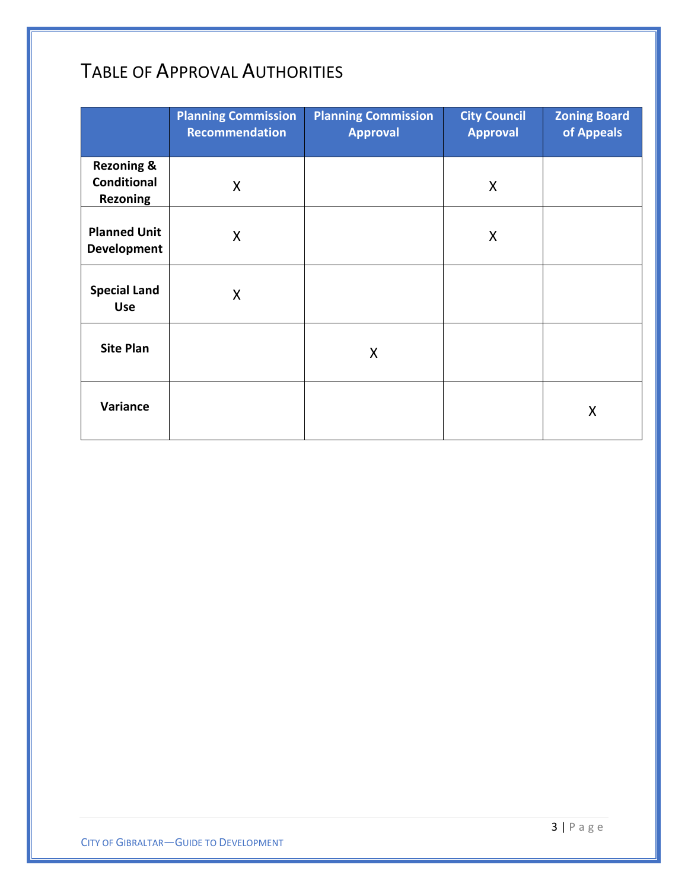# TABLE OF APPROVAL AUTHORITIES

| | Planning Commission Recommendation | Planning Commission Approval | City Council Approval | Zoning Board of Appeals |
|---|---|---|---|---|
| **Rezoning & Conditional Rezoning** | X | | X | |
| **Planned Unit Development** | X | | X | |
| **Special Land Use** | X | | | |
| **Site Plan** | | X | | |
| **Variance** | | | | X |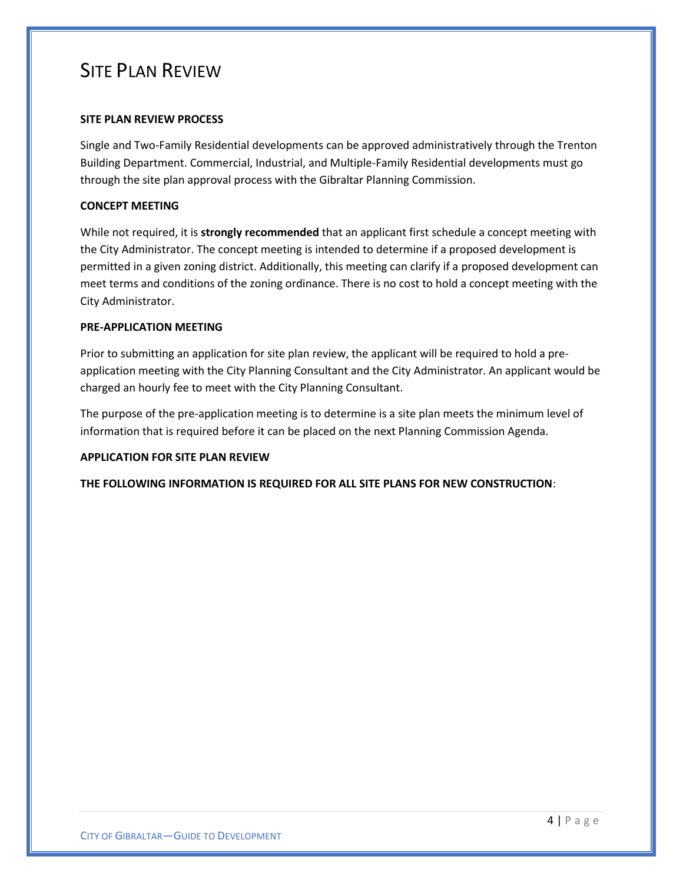# Site Plan Review

**SITE PLAN REVIEW PROCESS**

Single and Two-Family Residential developments can be approved administratively through the Trenton Building Department. Commercial, Industrial, and Multiple-Family Residential developments must go through the site plan approval process with the Gibraltar Planning Commission.

**CONCEPT MEETING**

While not required, it is **strongly recommended** that an applicant first schedule a concept meeting with the City Administrator. The concept meeting is intended to determine if a proposed development is permitted in a given zoning district. Additionally, this meeting can clarify if a proposed development can meet terms and conditions of the zoning ordinance. There is no cost to hold a concept meeting with the City Administrator.

**PRE-APPLICATION MEETING**

Prior to submitting an application for site plan review, the applicant will be required to hold a pre-application meeting with the City Planning Consultant and the City Administrator. An applicant would be charged an hourly fee to meet with the City Planning Consultant.

The purpose of the pre-application meeting is to determine is a site plan meets the minimum level of information that is required before it can be placed on the next Planning Commission Agenda.

**APPLICATION FOR SITE PLAN REVIEW**

**THE FOLLOWING INFORMATION IS REQUIRED FOR ALL SITE PLANS FOR NEW CONSTRUCTION**: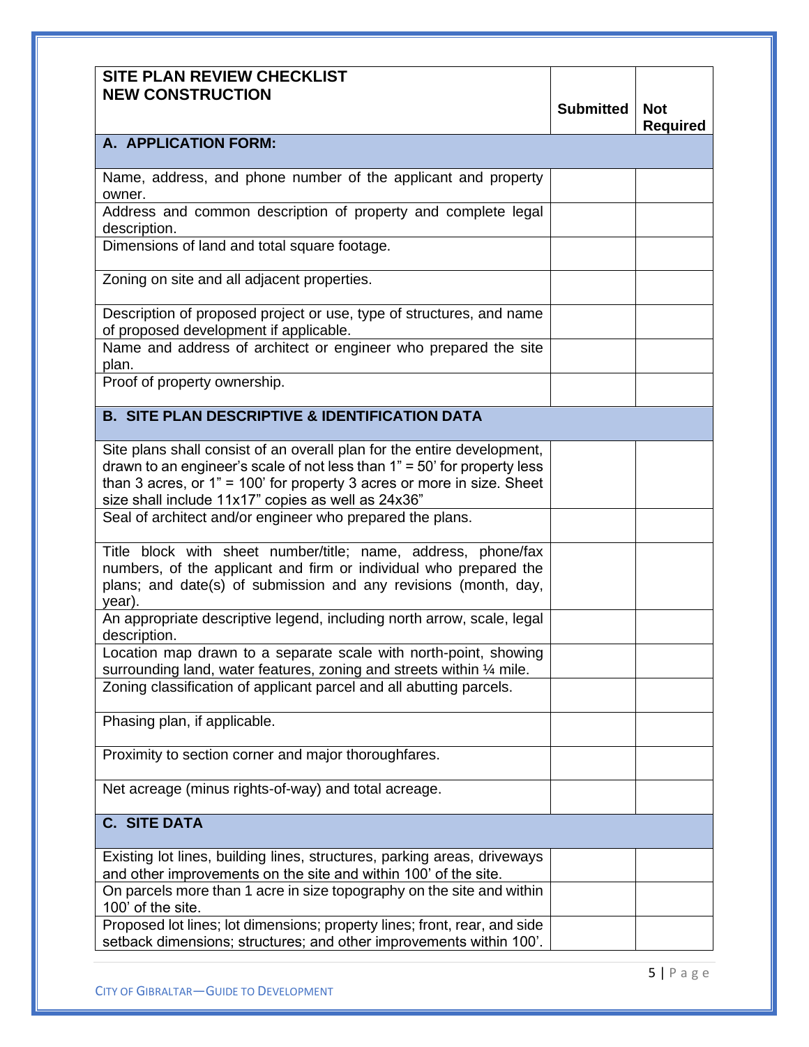| SITE PLAN REVIEW CHECKLIST<br>NEW CONSTRUCTION | Submitted | Not Required |
|---|---|---|
| **A. APPLICATION FORM:** | | |
| Name, address, and phone number of the applicant and property owner. | | |
| Address and common description of property and complete legal description. | | |
| Dimensions of land and total square footage. | | |
| Zoning on site and all adjacent properties. | | |
| Description of proposed project or use, type of structures, and name of proposed development if applicable. | | |
| Name and address of architect or engineer who prepared the site plan. | | |
| Proof of property ownership. | | |
| **B. SITE PLAN DESCRIPTIVE & IDENTIFICATION DATA** | | |
| Site plans shall consist of an overall plan for the entire development, drawn to an engineer's scale of not less than 1" = 50' for property less than 3 acres, or 1" = 100' for property 3 acres or more in size. Sheet size shall include 11x17" copies as well as 24x36" | | |
| Seal of architect and/or engineer who prepared the plans. | | |
| Title block with sheet number/title; name, address, phone/fax numbers, of the applicant and firm or individual who prepared the plans; and date(s) of submission and any revisions (month, day, year). | | |
| An appropriate descriptive legend, including north arrow, scale, legal description. | | |
| Location map drawn to a separate scale with north-point, showing surrounding land, water features, zoning and streets within ¼ mile. | | |
| Zoning classification of applicant parcel and all abutting parcels. | | |
| Phasing plan, if applicable. | | |
| Proximity to section corner and major thoroughfares. | | |
| Net acreage (minus rights-of-way) and total acreage. | | |
| **C. SITE DATA** | | |
| Existing lot lines, building lines, structures, parking areas, driveways and other improvements on the site and within 100' of the site. | | |
| On parcels more than 1 acre in size topography on the site and within 100' of the site. | | |
| Proposed lot lines; lot dimensions; property lines; front, rear, and side setback dimensions; structures; and other improvements within 100'. | | |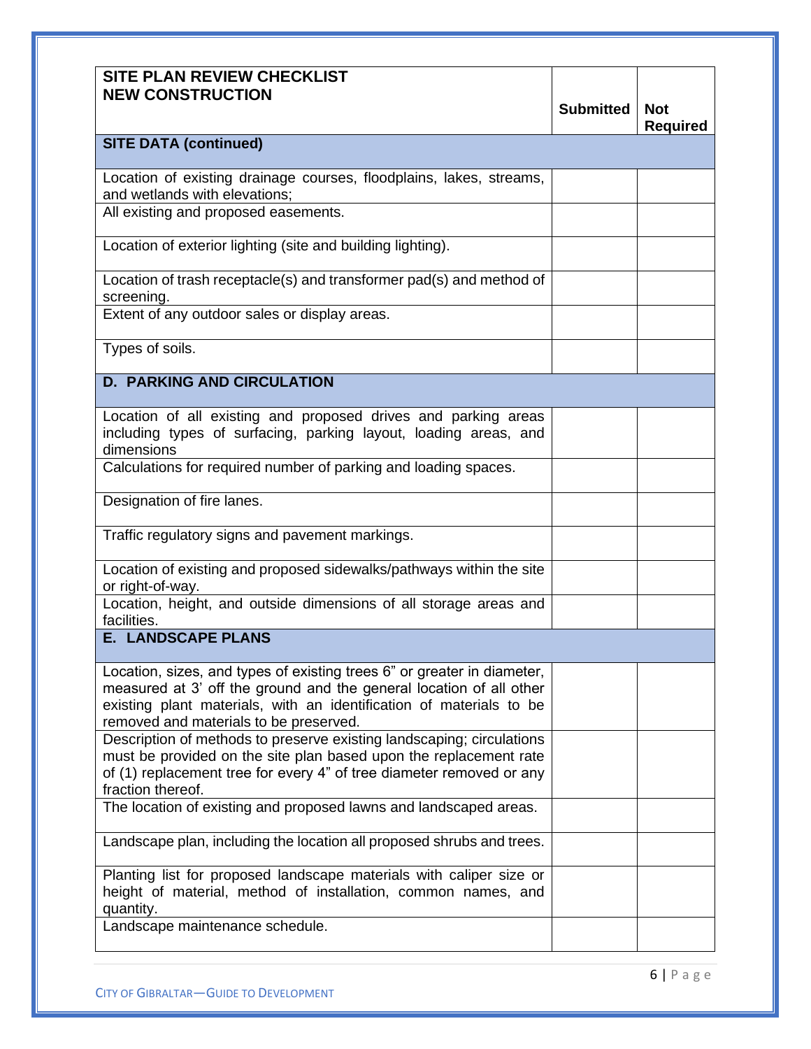| SITE PLAN REVIEW CHECKLIST<br>NEW CONSTRUCTION | Submitted | Not Required |
|---|---|---|
| **SITE DATA (continued)** | | |
| Location of existing drainage courses, floodplains, lakes, streams, and wetlands with elevations; | | |
| All existing and proposed easements. | | |
| Location of exterior lighting (site and building lighting). | | |
| Location of trash receptacle(s) and transformer pad(s) and method of screening. | | |
| Extent of any outdoor sales or display areas. | | |
| Types of soils. | | |
| **D. PARKING AND CIRCULATION** | | |
| Location of all existing and proposed drives and parking areas including types of surfacing, parking layout, loading areas, and dimensions | | |
| Calculations for required number of parking and loading spaces. | | |
| Designation of fire lanes. | | |
| Traffic regulatory signs and pavement markings. | | |
| Location of existing and proposed sidewalks/pathways within the site or right-of-way. | | |
| Location, height, and outside dimensions of all storage areas and facilities. | | |
| **E. LANDSCAPE PLANS** | | |
| Location, sizes, and types of existing trees 6" or greater in diameter, measured at 3' off the ground and the general location of all other existing plant materials, with an identification of materials to be removed and materials to be preserved. | | |
| Description of methods to preserve existing landscaping; circulations must be provided on the site plan based upon the replacement rate of (1) replacement tree for every 4" of tree diameter removed or any fraction thereof. | | |
| The location of existing and proposed lawns and landscaped areas. | | |
| Landscape plan, including the location all proposed shrubs and trees. | | |
| Planting list for proposed landscape materials with caliper size or height of material, method of installation, common names, and quantity. | | |
| Landscape maintenance schedule. | | |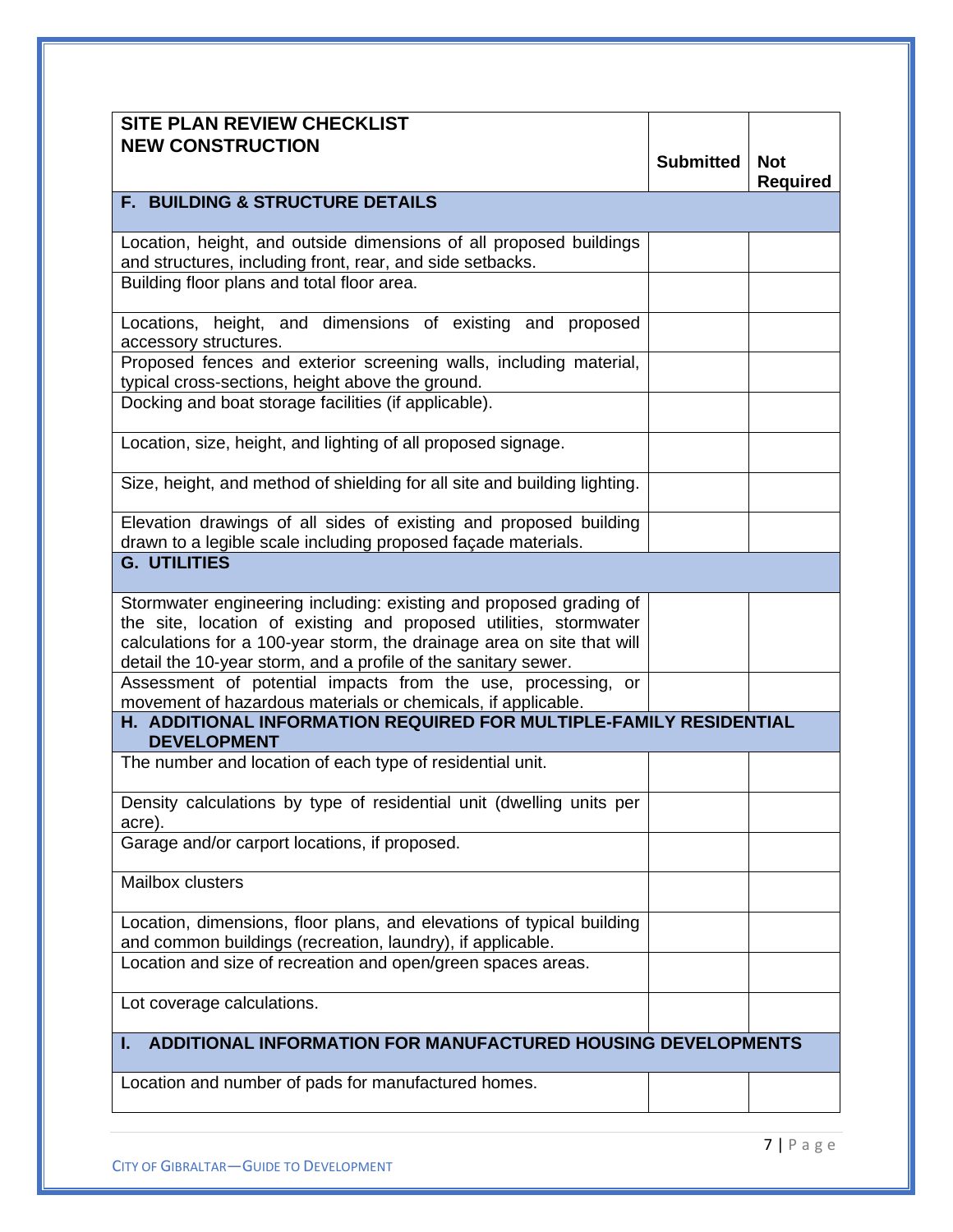| SITE PLAN REVIEW CHECKLIST NEW CONSTRUCTION | Submitted | Not Required |
|---|---|---|
| **F. BUILDING & STRUCTURE DETAILS** | | |
| Location, height, and outside dimensions of all proposed buildings and structures, including front, rear, and side setbacks. | | |
| Building floor plans and total floor area. | | |
| Locations, height, and dimensions of existing and proposed accessory structures. | | |
| Proposed fences and exterior screening walls, including material, typical cross-sections, height above the ground. | | |
| Docking and boat storage facilities (if applicable). | | |
| Location, size, height, and lighting of all proposed signage. | | |
| Size, height, and method of shielding for all site and building lighting. | | |
| Elevation drawings of all sides of existing and proposed building drawn to a legible scale including proposed façade materials. | | |
| **G. UTILITIES** | | |
| Stormwater engineering including: existing and proposed grading of the site, location of existing and proposed utilities, stormwater calculations for a 100-year storm, the drainage area on site that will detail the 10-year storm, and a profile of the sanitary sewer. | | |
| Assessment of potential impacts from the use, processing, or movement of hazardous materials or chemicals, if applicable. | | |
| **H. ADDITIONAL INFORMATION REQUIRED FOR MULTIPLE-FAMILY RESIDENTIAL DEVELOPMENT** | | |
| The number and location of each type of residential unit. | | |
| Density calculations by type of residential unit (dwelling units per acre). | | |
| Garage and/or carport locations, if proposed. | | |
| Mailbox clusters | | |
| Location, dimensions, floor plans, and elevations of typical building and common buildings (recreation, laundry), if applicable. | | |
| Location and size of recreation and open/green spaces areas. | | |
| Lot coverage calculations. | | |
| **I. ADDITIONAL INFORMATION FOR MANUFACTURED HOUSING DEVELOPMENTS** | | |
| Location and number of pads for manufactured homes. | | |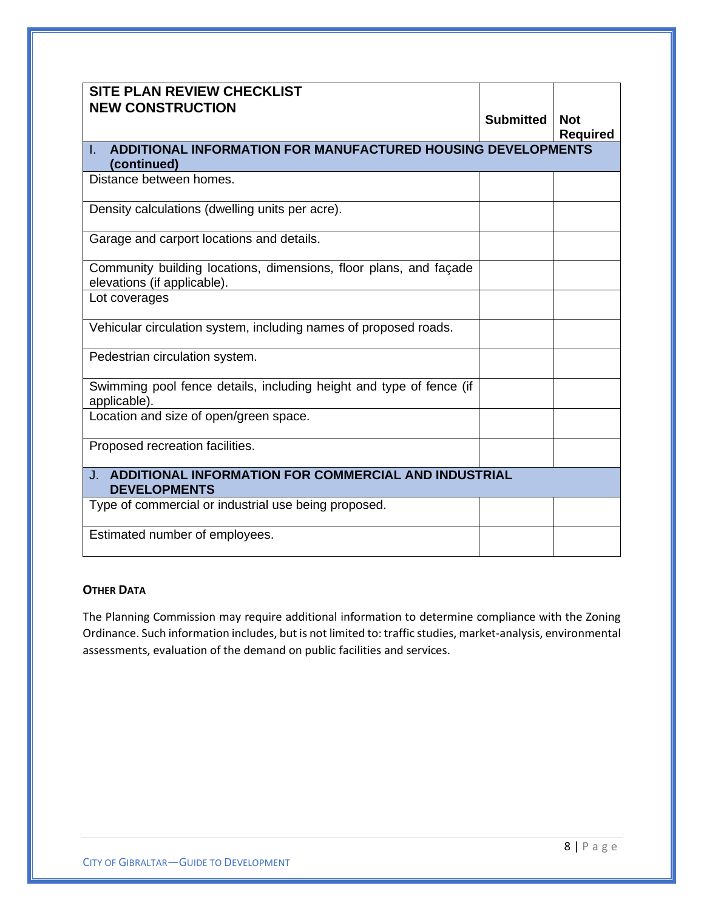| SITE PLAN REVIEW CHECKLIST<br>NEW CONSTRUCTION | Submitted | Not Required |
|---|---|---|
| **I. ADDITIONAL INFORMATION FOR MANUFACTURED HOUSING DEVELOPMENTS (continued)** | | |
| Distance between homes. | | |
| Density calculations (dwelling units per acre). | | |
| Garage and carport locations and details. | | |
| Community building locations, dimensions, floor plans, and façade elevations (if applicable). | | |
| Lot coverages | | |
| Vehicular circulation system, including names of proposed roads. | | |
| Pedestrian circulation system. | | |
| Swimming pool fence details, including height and type of fence (if applicable). | | |
| Location and size of open/green space. | | |
| Proposed recreation facilities. | | |
| **J. ADDITIONAL INFORMATION FOR COMMERCIAL AND INDUSTRIAL DEVELOPMENTS** | | |
| Type of commercial or industrial use being proposed. | | |
| Estimated number of employees. | | |

**OTHER DATA**

The Planning Commission may require additional information to determine compliance with the Zoning Ordinance. Such information includes, but is not limited to: traffic studies, market-analysis, environmental assessments, evaluation of the demand on public facilities and services.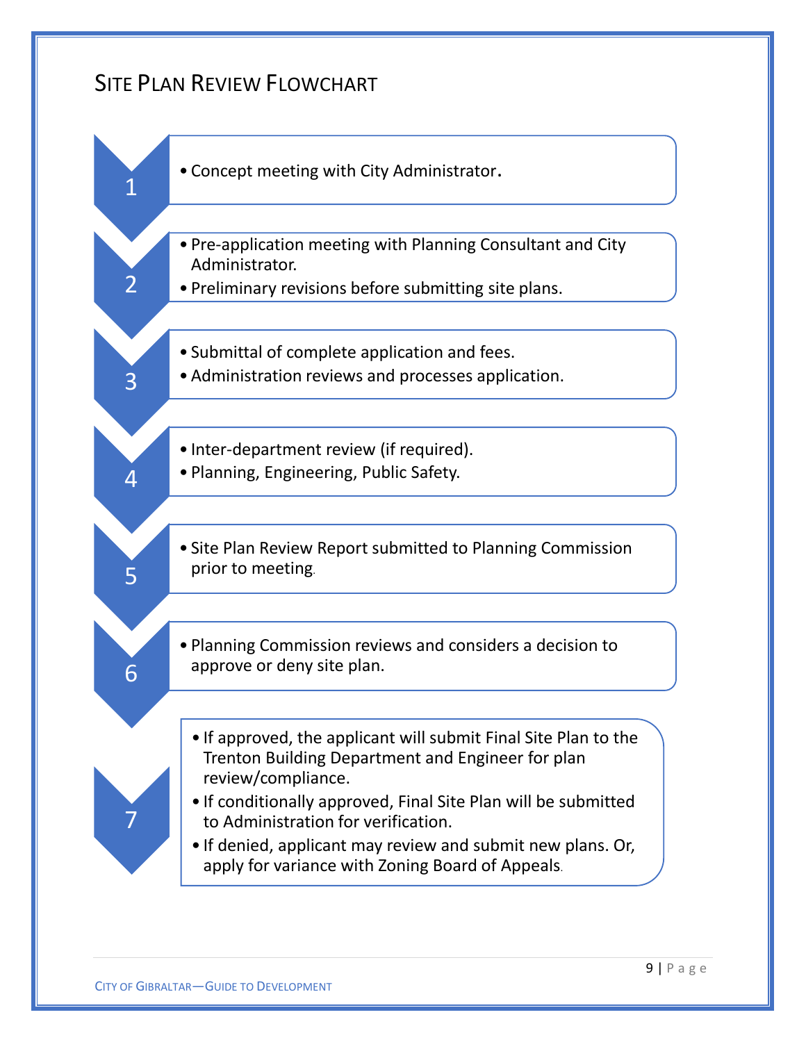## Site Plan Review Flowchart

**1**

- Concept meeting with City Administrator.

**2**

- Pre-application meeting with Planning Consultant and City Administrator.
- Preliminary revisions before submitting site plans.

**3**

- Submittal of complete application and fees.
- Administration reviews and processes application.

**4**

- Inter-department review (if required).
- Planning, Engineering, Public Safety.

**5**

- Site Plan Review Report submitted to Planning Commission prior to meeting.

**6**

- Planning Commission reviews and considers a decision to approve or deny site plan.

**7**

- If approved, the applicant will submit Final Site Plan to the Trenton Building Department and Engineer for plan review/compliance.
- If conditionally approved, Final Site Plan will be submitted to Administration for verification.
- If denied, applicant may review and submit new plans. Or, apply for variance with Zoning Board of Appeals.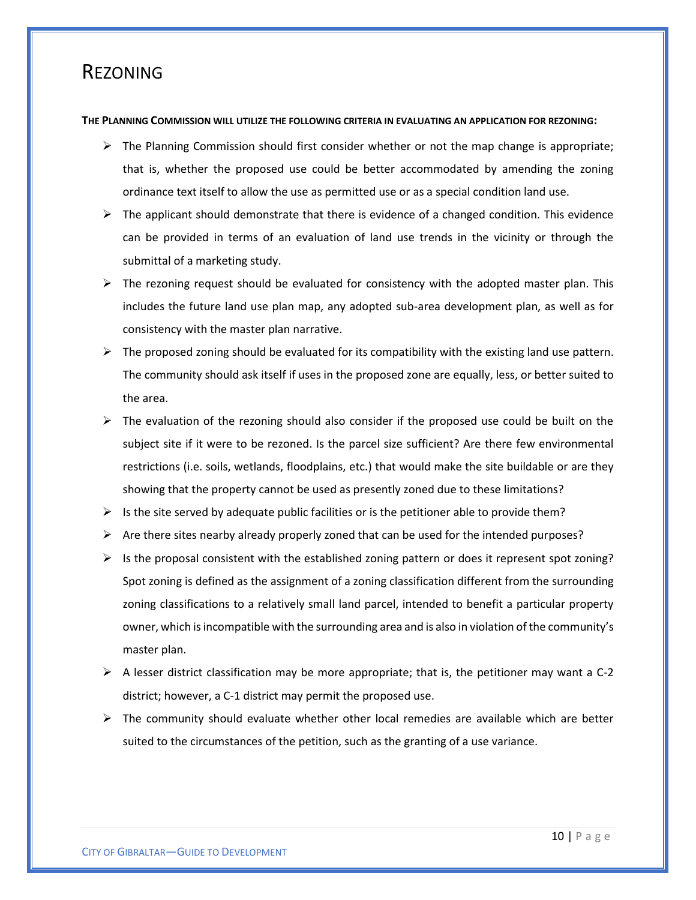# REZONING

**THE PLANNING COMMISSION WILL UTILIZE THE FOLLOWING CRITERIA IN EVALUATING AN APPLICATION FOR REZONING:**

- The Planning Commission should first consider whether or not the map change is appropriate; that is, whether the proposed use could be better accommodated by amending the zoning ordinance text itself to allow the use as permitted use or as a special condition land use.
- The applicant should demonstrate that there is evidence of a changed condition. This evidence can be provided in terms of an evaluation of land use trends in the vicinity or through the submittal of a marketing study.
- The rezoning request should be evaluated for consistency with the adopted master plan. This includes the future land use plan map, any adopted sub-area development plan, as well as for consistency with the master plan narrative.
- The proposed zoning should be evaluated for its compatibility with the existing land use pattern. The community should ask itself if uses in the proposed zone are equally, less, or better suited to the area.
- The evaluation of the rezoning should also consider if the proposed use could be built on the subject site if it were to be rezoned. Is the parcel size sufficient? Are there few environmental restrictions (i.e. soils, wetlands, floodplains, etc.) that would make the site buildable or are they showing that the property cannot be used as presently zoned due to these limitations?
- Is the site served by adequate public facilities or is the petitioner able to provide them?
- Are there sites nearby already properly zoned that can be used for the intended purposes?
- Is the proposal consistent with the established zoning pattern or does it represent spot zoning? Spot zoning is defined as the assignment of a zoning classification different from the surrounding zoning classifications to a relatively small land parcel, intended to benefit a particular property owner, which is incompatible with the surrounding area and is also in violation of the community's master plan.
- A lesser district classification may be more appropriate; that is, the petitioner may want a C-2 district; however, a C-1 district may permit the proposed use.
- The community should evaluate whether other local remedies are available which are better suited to the circumstances of the petition, such as the granting of a use variance.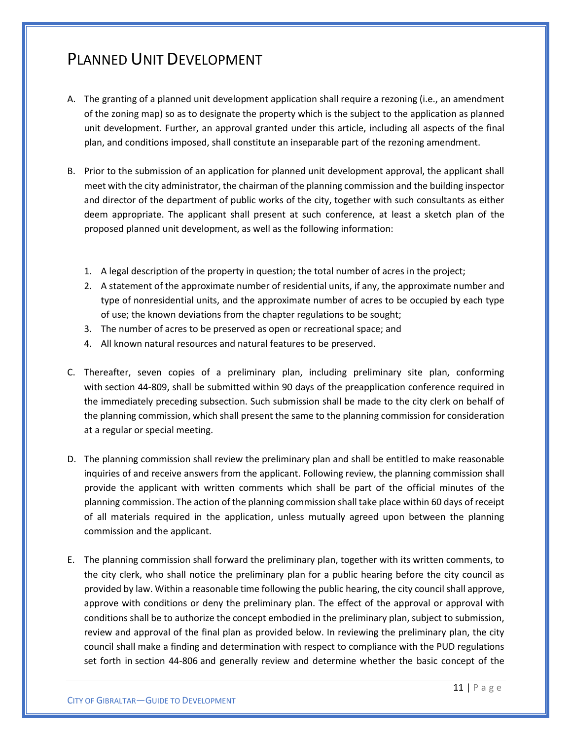# Planned Unit Development

A. The granting of a planned unit development application shall require a rezoning (i.e., an amendment of the zoning map) so as to designate the property which is the subject to the application as planned unit development. Further, an approval granted under this article, including all aspects of the final plan, and conditions imposed, shall constitute an inseparable part of the rezoning amendment.

B. Prior to the submission of an application for planned unit development approval, the applicant shall meet with the city administrator, the chairman of the planning commission and the building inspector and director of the department of public works of the city, together with such consultants as either deem appropriate. The applicant shall present at such conference, at least a sketch plan of the proposed planned unit development, as well as the following information:

   1. A legal description of the property in question; the total number of acres in the project;
   2. A statement of the approximate number of residential units, if any, the approximate number and type of nonresidential units, and the approximate number of acres to be occupied by each type of use; the known deviations from the chapter regulations to be sought;
   3. The number of acres to be preserved as open or recreational space; and
   4. All known natural resources and natural features to be preserved.

C. Thereafter, seven copies of a preliminary plan, including preliminary site plan, conforming with section 44-809, shall be submitted within 90 days of the preapplication conference required in the immediately preceding subsection. Such submission shall be made to the city clerk on behalf of the planning commission, which shall present the same to the planning commission for consideration at a regular or special meeting.

D. The planning commission shall review the preliminary plan and shall be entitled to make reasonable inquiries of and receive answers from the applicant. Following review, the planning commission shall provide the applicant with written comments which shall be part of the official minutes of the planning commission. The action of the planning commission shall take place within 60 days of receipt of all materials required in the application, unless mutually agreed upon between the planning commission and the applicant.

E. The planning commission shall forward the preliminary plan, together with its written comments, to the city clerk, who shall notice the preliminary plan for a public hearing before the city council as provided by law. Within a reasonable time following the public hearing, the city council shall approve, approve with conditions or deny the preliminary plan. The effect of the approval or approval with conditions shall be to authorize the concept embodied in the preliminary plan, subject to submission, review and approval of the final plan as provided below. In reviewing the preliminary plan, the city council shall make a finding and determination with respect to compliance with the PUD regulations set forth in section 44-806 and generally review and determine whether the basic concept of the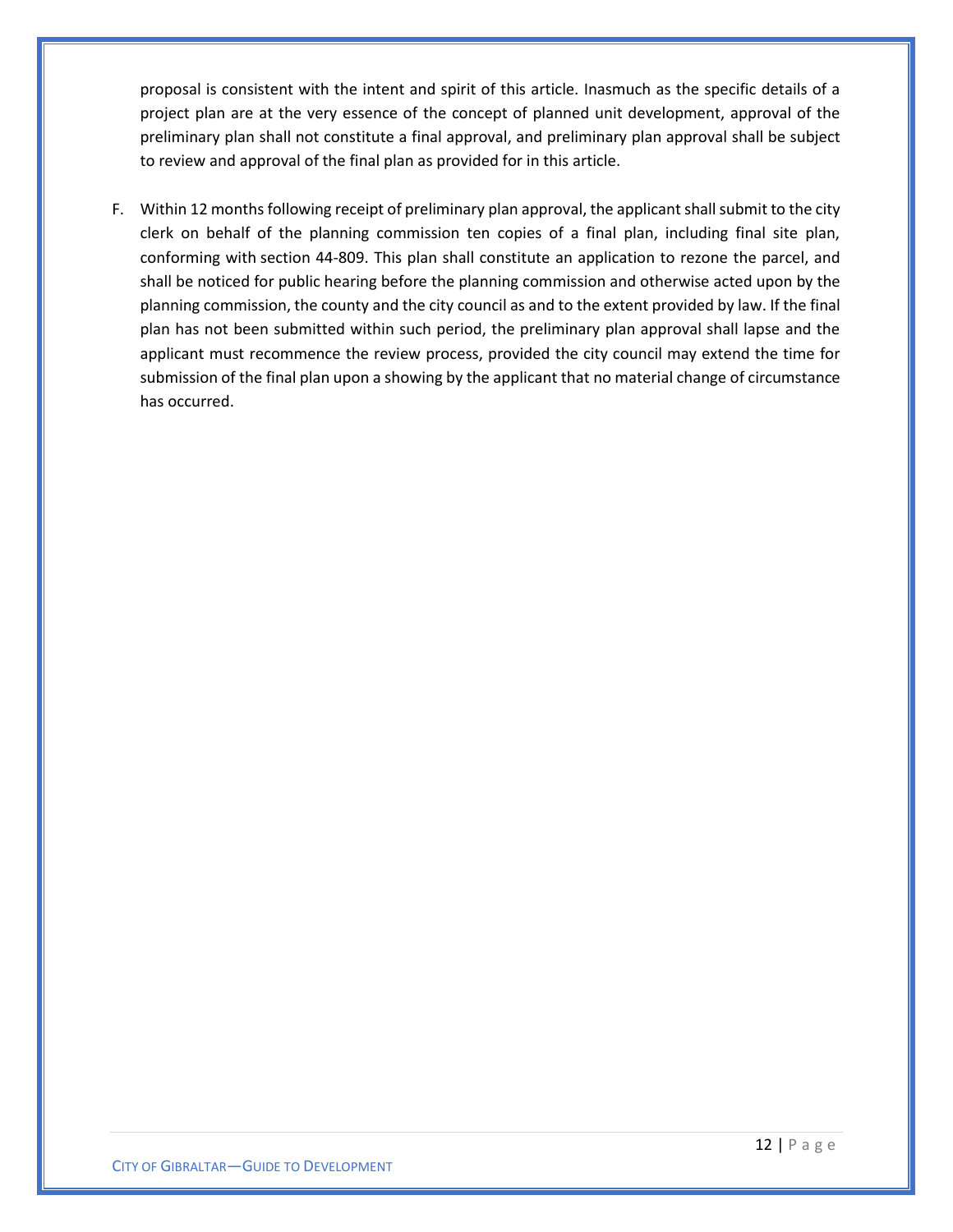proposal is consistent with the intent and spirit of this article. Inasmuch as the specific details of a project plan are at the very essence of the concept of planned unit development, approval of the preliminary plan shall not constitute a final approval, and preliminary plan approval shall be subject to review and approval of the final plan as provided for in this article.

F. Within 12 months following receipt of preliminary plan approval, the applicant shall submit to the city clerk on behalf of the planning commission ten copies of a final plan, including final site plan, conforming with section 44-809. This plan shall constitute an application to rezone the parcel, and shall be noticed for public hearing before the planning commission and otherwise acted upon by the planning commission, the county and the city council as and to the extent provided by law. If the final plan has not been submitted within such period, the preliminary plan approval shall lapse and the applicant must recommence the review process, provided the city council may extend the time for submission of the final plan upon a showing by the applicant that no material change of circumstance has occurred.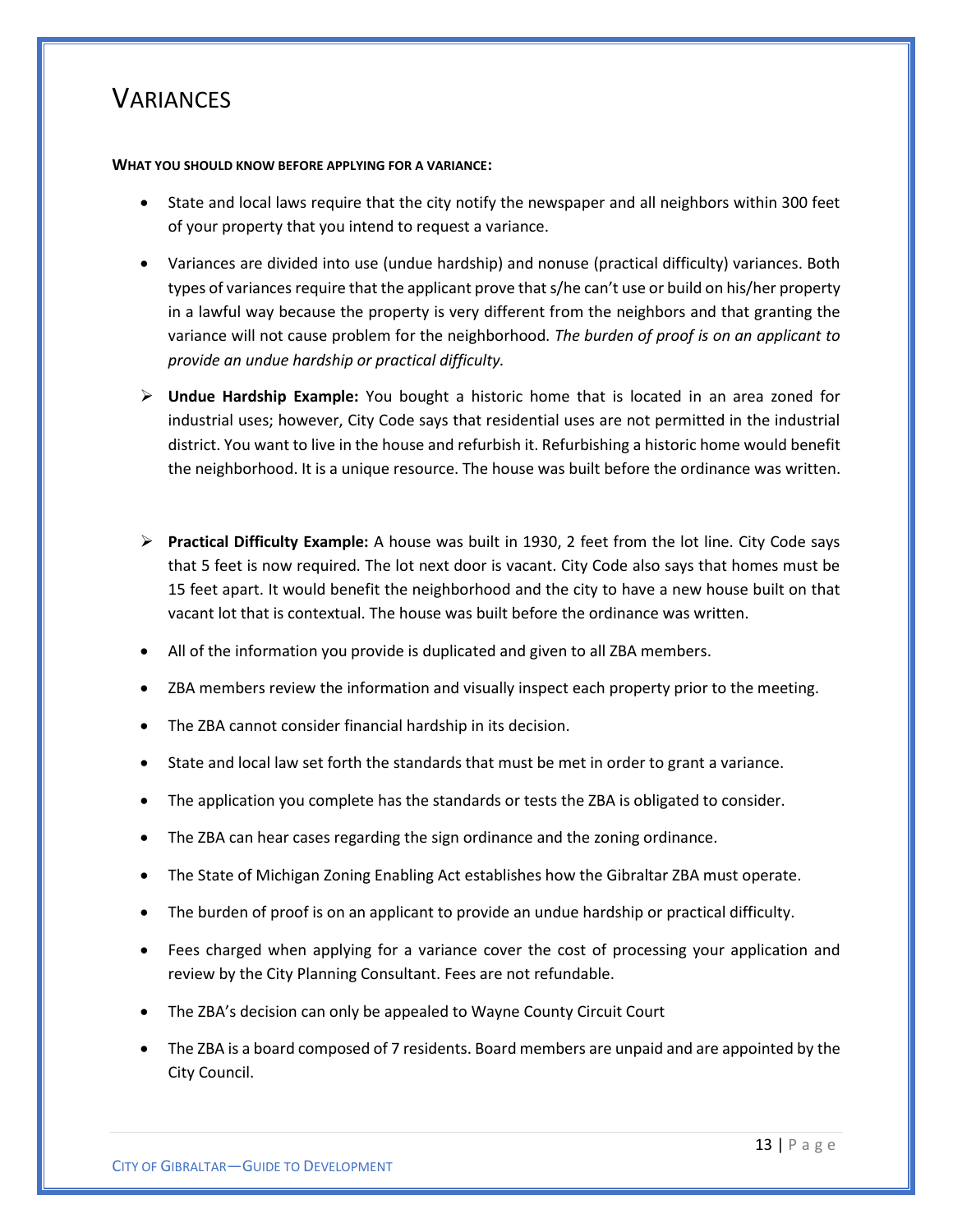# VARIANCES

**WHAT YOU SHOULD KNOW BEFORE APPLYING FOR A VARIANCE:**

- State and local laws require that the city notify the newspaper and all neighbors within 300 feet of your property that you intend to request a variance.
- Variances are divided into use (undue hardship) and nonuse (practical difficulty) variances. Both types of variances require that the applicant prove that s/he can't use or build on his/her property in a lawful way because the property is very different from the neighbors and that granting the variance will not cause problem for the neighborhood. *The burden of proof is on an applicant to provide an undue hardship or practical difficulty.*

➢ **Undue Hardship Example:** You bought a historic home that is located in an area zoned for industrial uses; however, City Code says that residential uses are not permitted in the industrial district. You want to live in the house and refurbish it. Refurbishing a historic home would benefit the neighborhood. It is a unique resource. The house was built before the ordinance was written.

➢ **Practical Difficulty Example:** A house was built in 1930, 2 feet from the lot line. City Code says that 5 feet is now required. The lot next door is vacant. City Code also says that homes must be 15 feet apart. It would benefit the neighborhood and the city to have a new house built on that vacant lot that is contextual. The house was built before the ordinance was written.

- All of the information you provide is duplicated and given to all ZBA members.
- ZBA members review the information and visually inspect each property prior to the meeting.
- The ZBA cannot consider financial hardship in its decision.
- State and local law set forth the standards that must be met in order to grant a variance.
- The application you complete has the standards or tests the ZBA is obligated to consider.
- The ZBA can hear cases regarding the sign ordinance and the zoning ordinance.
- The State of Michigan Zoning Enabling Act establishes how the Gibraltar ZBA must operate.
- The burden of proof is on an applicant to provide an undue hardship or practical difficulty.
- Fees charged when applying for a variance cover the cost of processing your application and review by the City Planning Consultant. Fees are not refundable.
- The ZBA's decision can only be appealed to Wayne County Circuit Court
- The ZBA is a board composed of 7 residents. Board members are unpaid and are appointed by the City Council.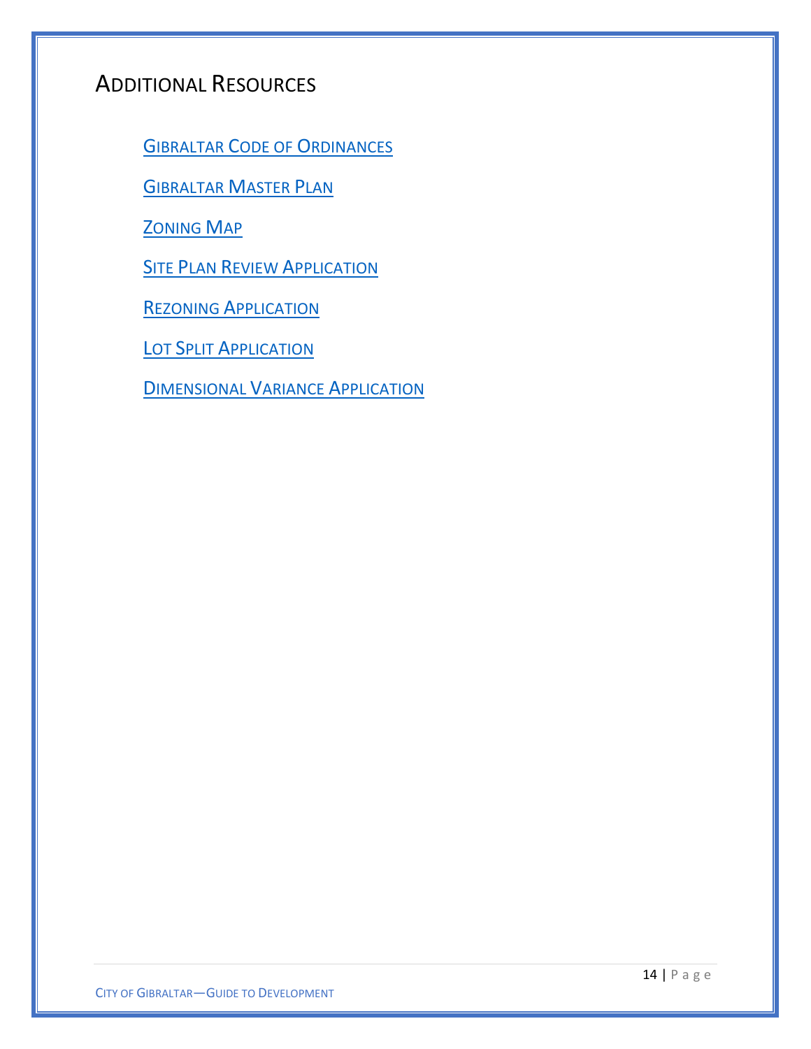## Additional Resources

Gibraltar Code of Ordinances

Gibraltar Master Plan

Zoning Map

Site Plan Review Application

Rezoning Application

Lot Split Application

Dimensional Variance Application